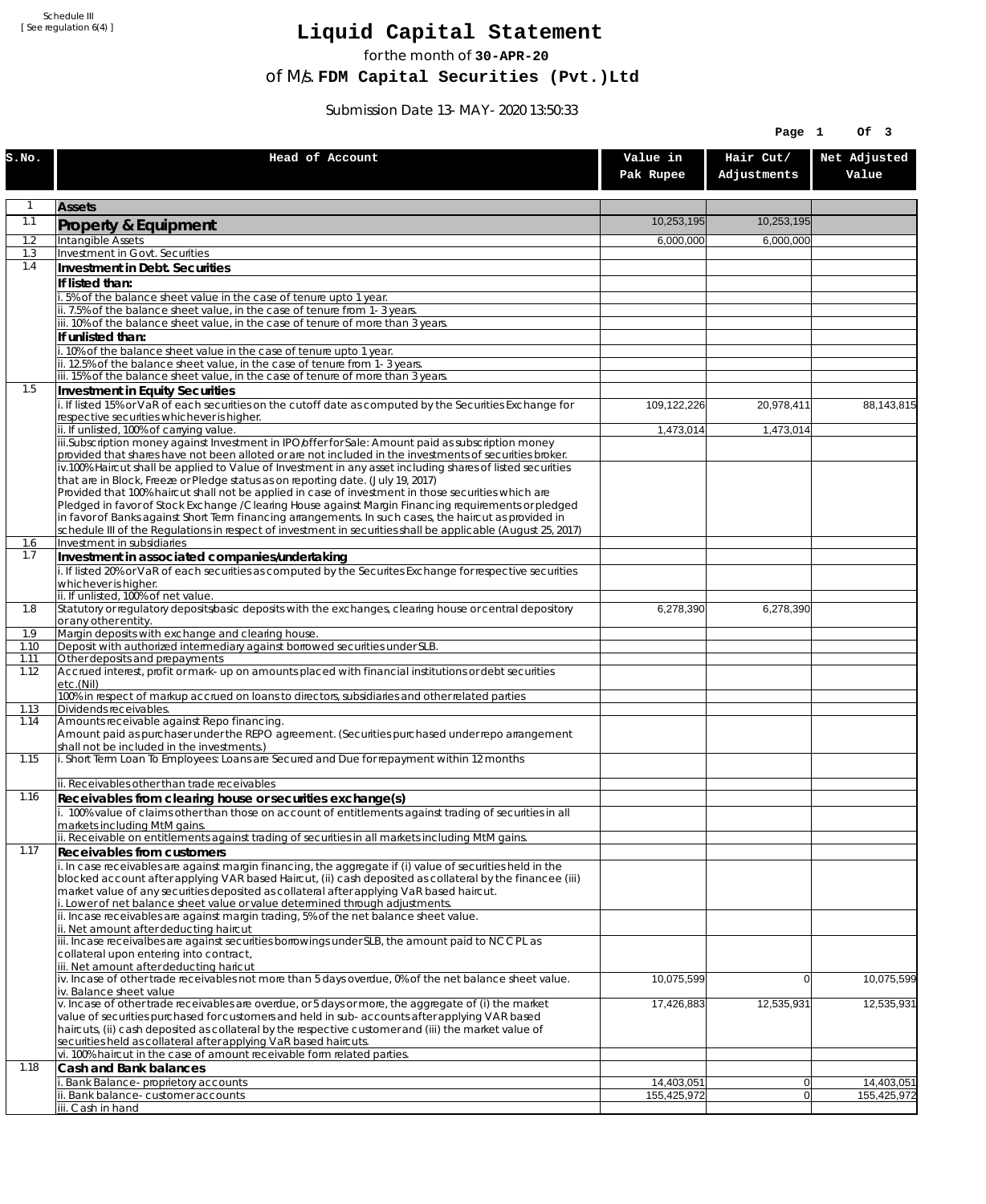Schedule III
[ See regulation 6(4) ]

# Liquid Capital Statement

for the month of **30-APR-20**

of M/s. **FDM Capital Securities (Pvt.)Ltd**

Submission Date 13-MAY-2020 13:50:33

| S.No. | Head of Account | Value in Pak Rupee | Hair Cut/ Adjustments | Net Adjusted Value |
|---|---|---|---|---|
| 1 | **Assets** | | | |
| 1.1 | **Property & Equipment** | 10,253,195 | 10,253,195 | |
| 1.2 | Intangible Assets | 6,000,000 | 6,000,000 | |
| 1.3 | Investment in Govt. Securities | | | |
| 1.4 | **Investment in Debt. Securities** | | | |
| | **If listed than:** | | | |
| | i. 5% of the balance sheet value in the case of tenure upto 1 year. | | | |
| | ii. 7.5% of the balance sheet value, in the case of tenure from 1-3 years. | | | |
| | iii. 10% of the balance sheet value, in the case of tenure of more than 3 years. | | | |
| | **If unlisted than:** | | | |
| | i. 10% of the balance sheet value in the case of tenure upto 1 year. | | | |
| | ii. 12.5% of the balance sheet value, in the case of tenure from 1-3 years. | | | |
| | iii. 15% of the balance sheet value, in the case of tenure of more than 3 years. | | | |
| 1.5 | **Investment in Equity Securities** | | | |
| | i. If listed 15% or VaR of each securities on the cutoff date as computed by the Securities Exchange for respective securities whichever is higher. | 109,122,226 | 20,978,411 | 88,143,815 |
| | ii. If unlisted, 100% of carrying value. | 1,473,014 | 1,473,014 | |
| | iii.Subscription money against Investment in IPO/offer for Sale: Amount paid as subscription money provided that shares have not been alloted or are not included in the investments of securities broker. | | | |
| | iv.100% Haircut shall be applied to Value of Investment in any asset including shares of listed securities that are in Block, Freeze or Pledge status as on reporting date. (July 19, 2017) Provided that 100% haircut shall not be applied in case of investment in those securities which are Pledged in favor of Stock Exchange / Clearing House against Margin Financing requirements or pledged in favor of Banks against Short Term financing arrangements. In such cases, the haircut as provided in schedule III of the Regulations in respect of investment in securities shall be applicable (August 25, 2017) | | | |
| 1.6 | Investment in subsidiaries | | | |
| 1.7 | **Investment in associated companies/undertaking** | | | |
| | i. If listed 20% or VaR of each securities as computed by the Securites Exchange for respective securities whichever is higher. | | | |
| | ii. If unlisted, 100% of net value. | | | |
| 1.8 | Statutory or regulatory deposits/basic deposits with the exchanges, clearing house or central depository or any other entity. | 6,278,390 | 6,278,390 | |
| 1.9 | Margin deposits with exchange and clearing house. | | | |
| 1.10 | Deposit with authorized intermediary against borrowed securities under SLB. | | | |
| 1.11 | Other deposits and prepayments | | | |
| 1.12 | Accrued interest, profit or mark-up on amounts placed with financial institutions or debt securities etc.(Nil) | | | |
| | 100% in respect of markup accrued on loans to directors, subsidiaries and other related parties | | | |
| 1.13 | Dividends receivables. | | | |
| 1.14 | Amounts receivable against Repo financing. Amount paid as purchaser under the REPO agreement. (Securities purchased under repo arrangement shall not be included in the investments.) | | | |
| 1.15 | i. Short Term Loan To Employees: Loans are Secured and Due for repayment within 12 months | | | |
| | ii. Receivables other than trade receivables | | | |
| 1.16 | **Receivables from clearing house or securities exchange(s)** | | | |
| | i. 100% value of claims other than those on account of entitlements against trading of securities in all markets including MtM gains. | | | |
| | ii. Receivable on entitlements against trading of securities in all markets including MtM gains. | | | |
| 1.17 | **Receivables from customers** | | | |
| | i. In case receivables are against margin financing, the aggregate if (i) value of securities held in the blocked account after applying VAR based Haircut, (ii) cash deposited as collateral by the financee (iii) market value of any securities deposited as collateral after applying VaR based haircut. i. Lower of net balance sheet value or value determined through adjustments. | | | |
| | ii. Incase receivables are against margin trading, 5% of the net balance sheet value. ii. Net amount after deducting haircut | | | |
| | iii. Incase receivalbes are against securities borrowings under SLB, the amount paid to NCCPL as collateral upon entering into contract, iii. Net amount after deducting haricut | | | |
| | iv. Incase of other trade receivables not more than 5 days overdue, 0% of the net balance sheet value. iv. Balance sheet value | 10,075,599 | 0 | 10,075,599 |
| | v. Incase of other trade receivables are overdue, or 5 days or more, the aggregate of (i) the market value of securities purchased for customers and held in sub-accounts after applying VAR based haircuts, (ii) cash deposited as collateral by the respective customer and (iii) the market value of securities held as collateral after applying VaR based haircuts. | 17,426,883 | 12,535,931 | 12,535,931 |
| | vi. 100% haircut in the case of amount receivable form related parties. | | | |
| 1.18 | **Cash and Bank balances** | | | |
| | i. Bank Balance-proprietory accounts | 14,403,051 | 0 | 14,403,051 |
| | ii. Bank balance-customer accounts | 155,425,972 | 0 | 155,425,972 |
| | iii. Cash in hand | | | |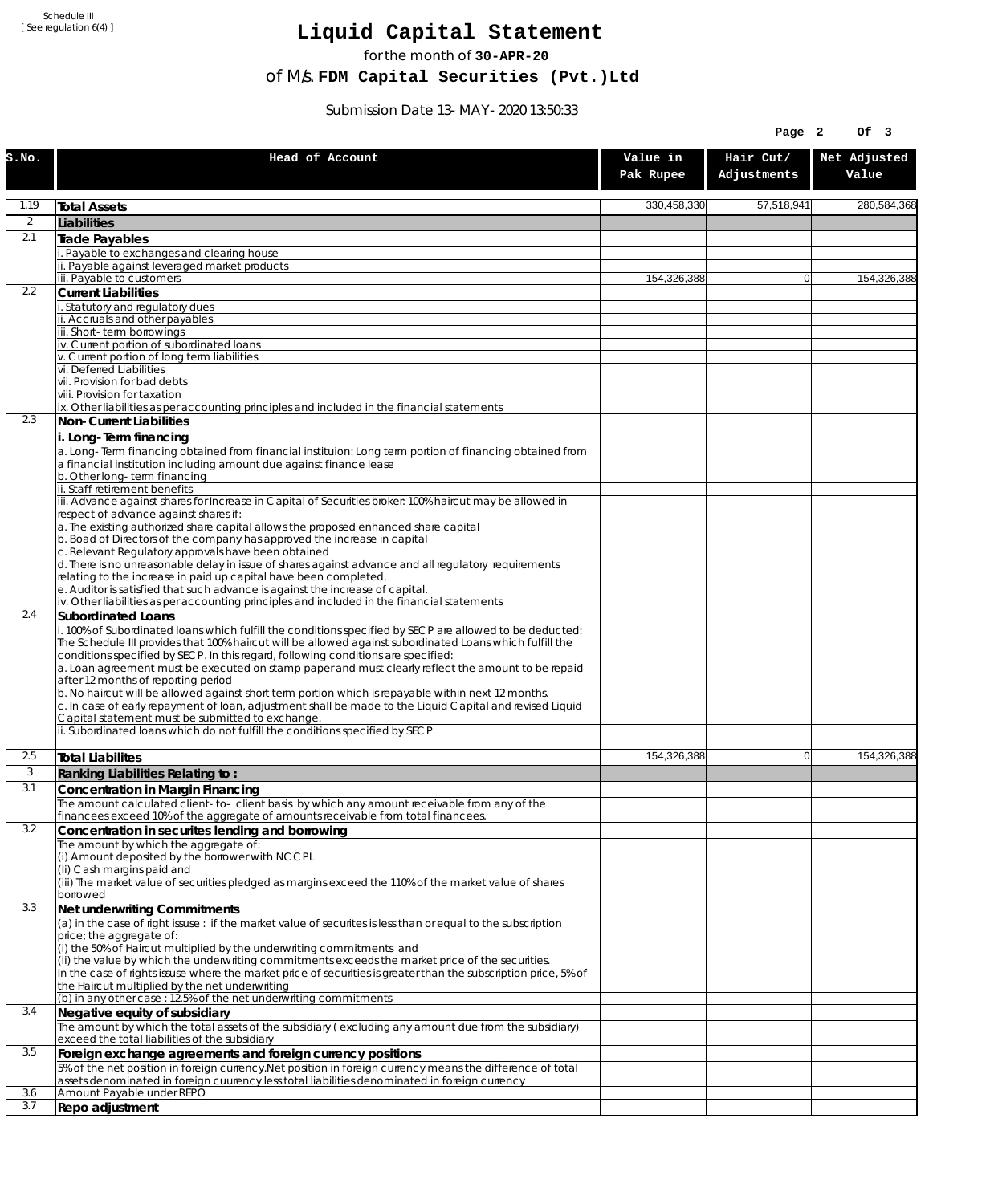Schedule III
[ See regulation 6(4) ]

# Liquid Capital Statement

for the month of **30-APR-20**

of M/s. **FDM Capital Securities (Pvt.)Ltd**

Submission Date 13-MAY-2020 13:50:33

| S.No. | Head of Account | Value in Pak Rupee | Hair Cut/ Adjustments | Net Adjusted Value |
|---|---|---|---|---|
| 1.19 | **Total Assets** | 330,458,330 | 57,518,941 | 280,584,368 |
| 2 | **Liabilities** | | | |
| 2.1 | **Trade Payables** | | | |
| | i. Payable to exchanges and clearing house | | | |
| | ii. Payable against leveraged market products | | | |
| | iii. Payable to customers | 154,326,388 | 0 | 154,326,388 |
| 2.2 | **Current Liabilities** | | | |
| | i. Statutory and regulatory dues | | | |
| | ii. Accruals and other payables | | | |
| | iii. Short-term borrowings | | | |
| | iv. Current portion of subordinated loans | | | |
| | v. Current portion of long term liabilities | | | |
| | vi. Deferred Liabilities | | | |
| | vii. Provision for bad debts | | | |
| | viii. Provision for taxation | | | |
| | ix. Other liabilities as per accounting principles and included in the financial statements | | | |
| 2.3 | **Non-Current Liabilities** | | | |
| | **i. Long-Term financing** | | | |
| | a. Long-Term financing obtained from financial instituion: Long term portion of financing obtained from a financial institution including amount due against finance lease | | | |
| | b. Other long-term financing | | | |
| | ii. Staff retirement benefits | | | |
| | iii. Advance against shares for Increase in Capital of Securities broker: 100% haircut may be allowed in respect of advance against shares if:<br>a. The existing authorized share capital allows the proposed enhanced share capital<br>b. Boad of Directors of the company has approved the increase in capital<br>c. Relevant Regulatory approvals have been obtained<br>d. There is no unreasonable delay in issue of shares against advance and all regulatory requirements relating to the increase in paid up capital have been completed.<br>e. Auditor is satisfied that such advance is against the increase of capital. | | | |
| | iv. Other liabilities as per accounting principles and included in the financial statements | | | |
| 2.4 | **Subordinated Loans** | | | |
| | i. 100% of Subordinated loans which fulfill the conditions specified by SECP are allowed to be deducted:<br>The Schedule III provides that 100% haircut will be allowed against subordinated Loans which fulfill the conditions specified by SECP. In this regard, following conditions are specified:<br>a. Loan agreement must be executed on stamp paper and must clearly reflect the amount to be repaid after 12 months of reporting period<br>b. No haircut will be allowed against short term portion which is repayable within next 12 months.<br>c. In case of early repayment of loan, adjustment shall be made to the Liquid Capital and revised Liquid Capital statement must be submitted to exchange. | | | |
| | ii. Subordinated loans which do not fulfill the conditions specified by SECP | | | |
| 2.5 | **Total Liabilites** | 154,326,388 | 0 | 154,326,388 |
| 3 | **Ranking Liabilities Relating to :** | | | |
| 3.1 | **Concentration in Margin Financing** | | | |
| | The amount calculated client-to- client basis by which any amount receivable from any of the financees exceed 10% of the aggregate of amounts receivable from total financees. | | | |
| 3.2 | **Concentration in securites lending and borrowing** | | | |
| | The amount by which the aggregate of:<br>(i) Amount deposited by the borrower with NCCPL<br>(Ii) Cash margins paid and<br>(iii) The market value of securities pledged as margins exceed the 110% of the market value of shares borrowed | | | |
| 3.3 | **Net underwriting Commitments** | | | |
| | (a) in the case of right issuse : if the market value of securites is less than or equal to the subscription price; the aggregate of:<br>(i) the 50% of Haircut multiplied by the underwriting commitments and<br>(ii) the value by which the underwriting commitments exceeds the market price of the securities.<br>In the case of rights issuse where the market price of securities is greater than the subscription price, 5% of the Haircut multiplied by the net underwriting | | | |
| | (b) in any other case : 12.5% of the net underwriting commitments | | | |
| 3.4 | **Negative equity of subsidiary** | | | |
| | The amount by which the total assets of the subsidiary ( excluding any amount due from the subsidiary) exceed the total liabilities of the subsidiary | | | |
| 3.5 | **Foreign exchange agreements and foreign currency positions** | | | |
| | 5% of the net position in foreign currency.Net position in foreign currency means the difference of total assets denominated in foreign cuurency less total liabilities denominated in foreign currency | | | |
| 3.6 | Amount Payable under REPO | | | |
| 3.7 | **Repo adjustment** | | | |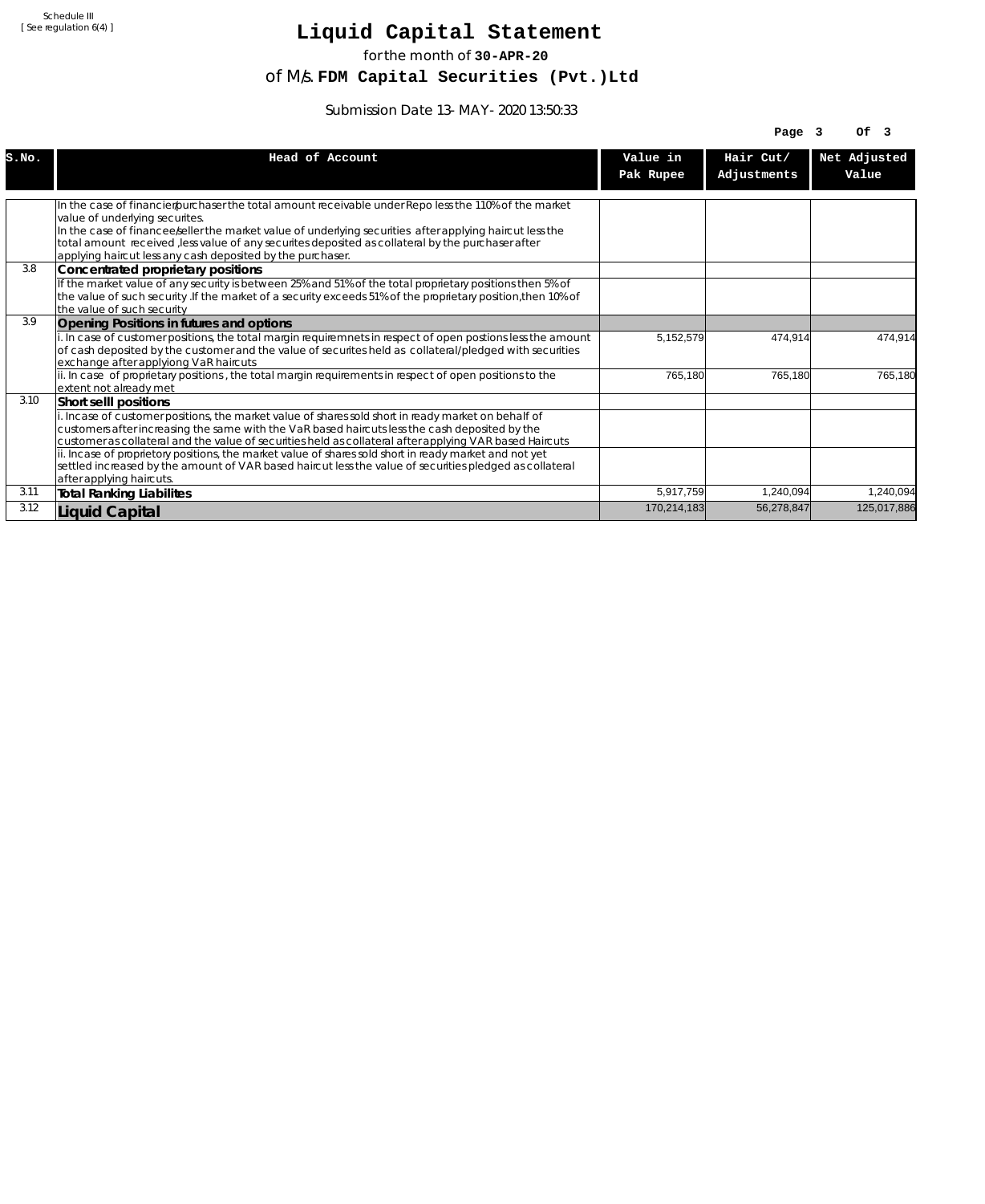Schedule III
[ See regulation 6(4) ]

# Liquid Capital Statement

for the month of **30-APR-20**

of M/s. **FDM Capital Securities (Pvt.)Ltd**

Submission Date 13-MAY-2020 13:50:33

| S.No. | Head of Account | Value in Pak Rupee | Hair Cut/ Adjustments | Net Adjusted Value |
|---|---|---|---|---|
| | In the case of financier/purchaser the total amount receivable under Repo less the 110% of the market value of underlying securites. In the case of financee/seller the market value of underlying securities after applying haircut less the total amount received ,less value of any securites deposited as collateral by the purchaser after applying haircut less any cash deposited by the purchaser. | | | |
| 3.8 | **Concentrated proprietary positions** | | | |
| | If the market value of any security is between 25% and 51% of the total proprietary positions then 5% of the value of such security .If the market of a security exceeds 51% of the proprietary position,then 10% of the value of such security | | | |
| 3.9 | **Opening Positions in futures and options** | | | |
| | i. In case of customer positions, the total margin requiremnets in respect of open postions less the amount of cash deposited by the customer and the value of securites held as collateral/pledged with securities exchange after applyiong VaR haircuts | 5,152,579 | 474,914 | 474,914 |
| | ii. In case of proprietary positions , the total margin requirements in respect of open positions to the extent not already met | 765,180 | 765,180 | 765,180 |
| 3.10 | **Short selll positions** | | | |
| | i. Incase of customer positions, the market value of shares sold short in ready market on behalf of customers after increasing the same with the VaR based haircuts less the cash deposited by the customer as collateral and the value of securities held as collateral after applying VAR based Haircuts | | | |
| | ii. Incase of proprietory positions, the market value of shares sold short in ready market and not yet settled increased by the amount of VAR based haircut less the value of securities pledged as collateral after applying haircuts. | | | |
| 3.11 | **Total Ranking Liabilites** | 5,917,759 | 1,240,094 | 1,240,094 |
| 3.12 | **Liquid Capital** | 170,214,183 | 56,278,847 | 125,017,886 |